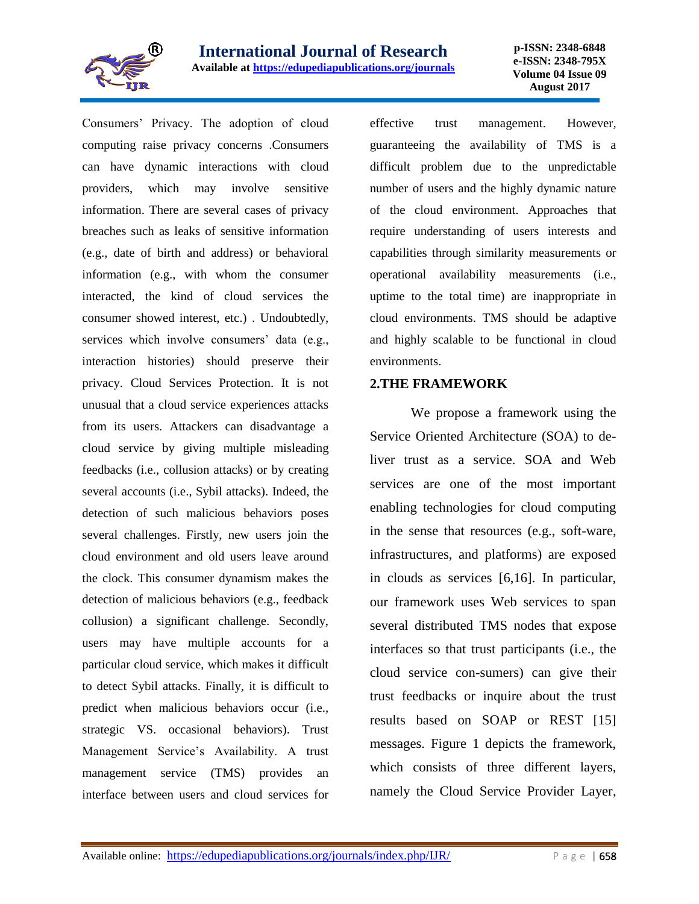Consumers' Privacy. The adoption of cloud computing raise privacy concerns .Consumers can have dynamic interactions with cloud providers, which may involve sensitive information. There are several cases of privacy breaches such as leaks of sensitive information (e.g., date of birth and address) or behavioral information (e.g., with whom the consumer interacted, the kind of cloud services the consumer showed interest, etc.) . Undoubtedly, services which involve consumers' data (e.g., interaction histories) should preserve their privacy. Cloud Services Protection. It is not unusual that a cloud service experiences attacks from its users. Attackers can disadvantage a cloud service by giving multiple misleading feedbacks (i.e., collusion attacks) or by creating several accounts (i.e., Sybil attacks). Indeed, the detection of such malicious behaviors poses several challenges. Firstly, new users join the cloud environment and old users leave around the clock. This consumer dynamism makes the detection of malicious behaviors (e.g., feedback collusion) a significant challenge. Secondly, users may have multiple accounts for a particular cloud service, which makes it difficult to detect Sybil attacks. Finally, it is difficult to predict when malicious behaviors occur (i.e., strategic VS. occasional behaviors). Trust Management Service's Availability. A trust management service (TMS) provides an interface between users and cloud services for effective trust management. However, guaranteeing the availability of TMS is a difficult problem due to the unpredictable number of users and the highly dynamic nature of the cloud environment. Approaches that require understanding of users interests and capabilities through similarity measurements or operational availability measurements (i.e., uptime to the total time) are inappropriate in cloud environments. TMS should be adaptive and highly scalable to be functional in cloud environments.

## 2.THE FRAMEWORK

We propose a framework using the Service Oriented Architecture (SOA) to de-liver trust as a service. SOA and Web services are one of the most important enabling technologies for cloud computing in the sense that resources (e.g., soft-ware, infrastructures, and platforms) are exposed in clouds as services [6,16]. In particular, our framework uses Web services to span several distributed TMS nodes that expose interfaces so that trust participants (i.e., the cloud service con-sumers) can give their trust feedbacks or inquire about the trust results based on SOAP or REST [15] messages. Figure 1 depicts the framework, which consists of three different layers, namely the Cloud Service Provider Layer,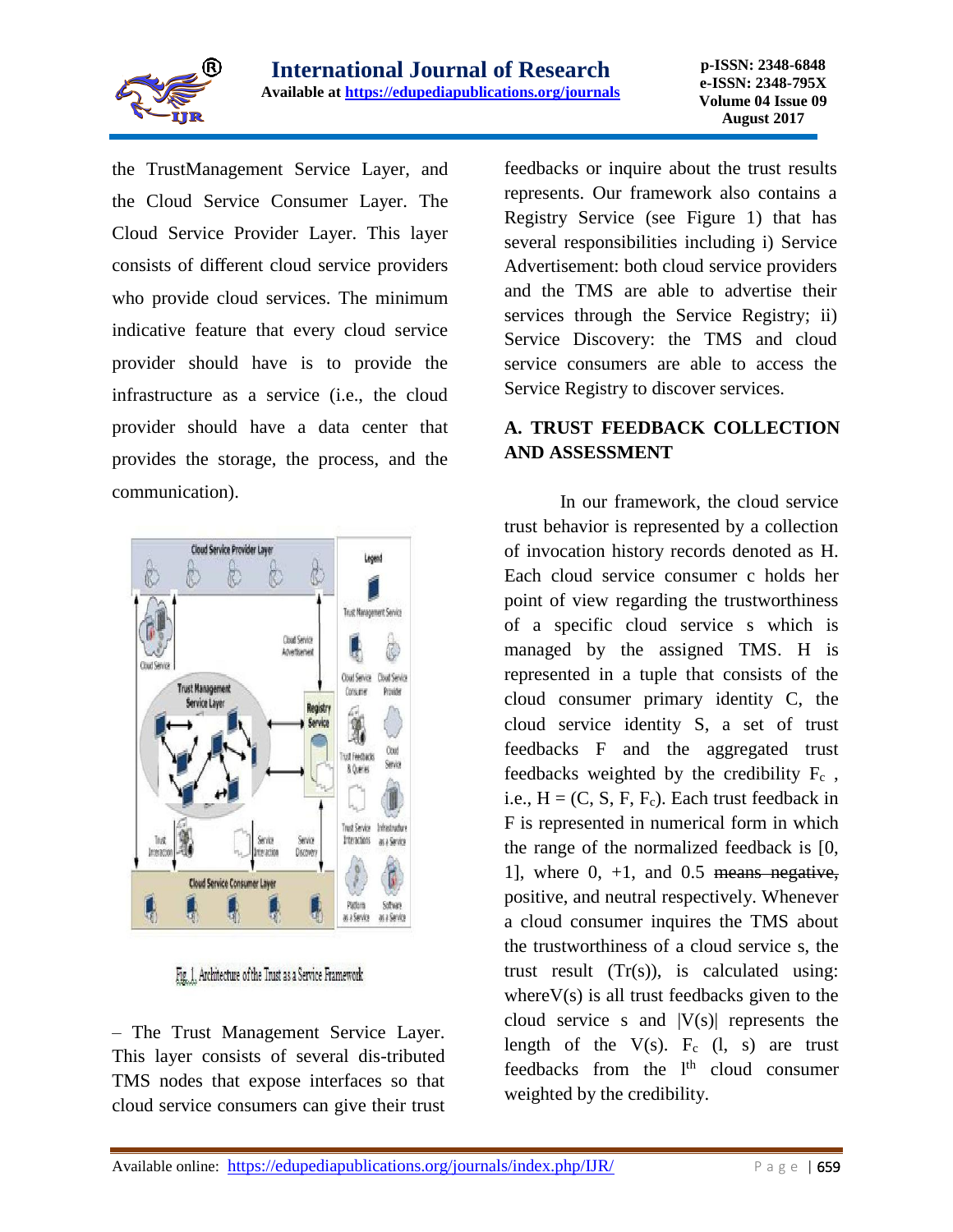the TrustManagement Service Layer, and the Cloud Service Consumer Layer. The Cloud Service Provider Layer. This layer consists of different cloud service providers who provide cloud services. The minimum indicative feature that every cloud service provider should have is to provide the infrastructure as a service (i.e., the cloud provider should have a data center that provides the storage, the process, and the communication).

Fig.1. Architecture of the Trust as a Service Framework

– The Trust Management Service Layer. This layer consists of several dis-tributed TMS nodes that expose interfaces so that cloud service consumers can give their trust feedbacks or inquire about the trust results represents. Our framework also contains a Registry Service (see Figure 1) that has several responsibilities including i) Service Advertisement: both cloud service providers and the TMS are able to advertise their services through the Service Registry; ii) Service Discovery: the TMS and cloud service consumers are able to access the Service Registry to discover services.

## A. TRUST FEEDBACK COLLECTION AND ASSESSMENT

In our framework, the cloud service trust behavior is represented by a collection of invocation history records denoted as H. Each cloud service consumer c holds her point of view regarding the trustworthiness of a specific cloud service s which is managed by the assigned TMS. H is represented in a tuple that consists of the cloud consumer primary identity C, the cloud service identity S, a set of trust feedbacks F and the aggregated trust feedbacks weighted by the credibility $F_c$ , i.e., H = (C, S, F, $F_c$). Each trust feedback in F is represented in numerical form in which the range of the normalized feedback is [0, 1], where 0, +1, and 0.5 ~~means negative,~~ positive, and neutral respectively. Whenever a cloud consumer inquires the TMS about the trustworthiness of a cloud service s, the trust result (Tr(s)), is calculated using: whereV(s) is all trust feedbacks given to the cloud service s and |V(s)| represents the length of the V(s). $F_c$ (l, s) are trust feedbacks from the $l^{th}$ cloud consumer weighted by the credibility.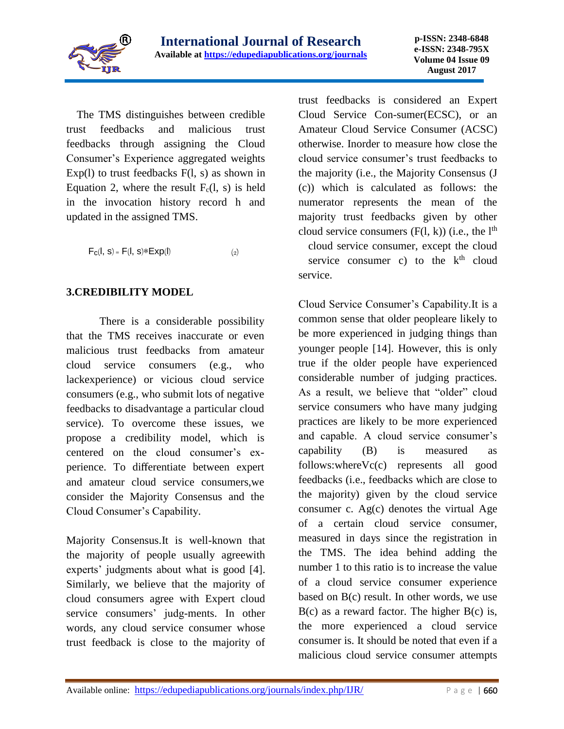The TMS distinguishes between credible trust feedbacks and malicious trust feedbacks through assigning the Cloud Consumer's Experience aggregated weights Exp(l) to trust feedbacks F(l, s) as shown in Equation 2, where the result $F_c(l, s)$ is held in the invocation history record h and updated in the assigned TMS.

$$F_C(l, s) = F(l, s) * Exp(l) \qquad (2)$$

## 3.CREDIBILITY MODEL

There is a considerable possibility that the TMS receives inaccurate or even malicious trust feedbacks from amateur cloud service consumers (e.g., who lackexperience) or vicious cloud service consumers (e.g., who submit lots of negative feedbacks to disadvantage a particular cloud service). To overcome these issues, we propose a credibility model, which is centered on the cloud consumer's ex-perience. To differentiate between expert and amateur cloud service consumers,we consider the Majority Consensus and the Cloud Consumer's Capability.

Majority Consensus.It is well-known that the majority of people usually agreewith experts' judgments about what is good [4]. Similarly, we believe that the majority of cloud consumers agree with Expert cloud service consumers' judg-ments. In other words, any cloud service consumer whose trust feedback is close to the majority of trust feedbacks is considered an Expert Cloud Service Con-sumer(ECSC), or an Amateur Cloud Service Consumer (ACSC) otherwise. Inorder to measure how close the cloud service consumer's trust feedbacks to the majority (i.e., the Majority Consensus (J (c)) which is calculated as follows: the numerator represents the mean of the majority trust feedbacks given by other cloud service consumers (F(l, k)) (i.e., the $l^{th}$ cloud service consumer, except the cloud service consumer c) to the $k^{th}$ cloud service.

Cloud Service Consumer's Capability.It is a common sense that older peopleare likely to be more experienced in judging things than younger people [14]. However, this is only true if the older people have experienced considerable number of judging practices. As a result, we believe that "older" cloud service consumers who have many judging practices are likely to be more experienced and capable. A cloud service consumer's capability (B) is measured as follows:whereVc(c) represents all good feedbacks (i.e., feedbacks which are close to the majority) given by the cloud service consumer c. Ag(c) denotes the virtual Age of a certain cloud service consumer, measured in days since the registration in the TMS. The idea behind adding the number 1 to this ratio is to increase the value of a cloud service consumer experience based on B(c) result. In other words, we use B(c) as a reward factor. The higher B(c) is, the more experienced a cloud service consumer is. It should be noted that even if a malicious cloud service consumer attempts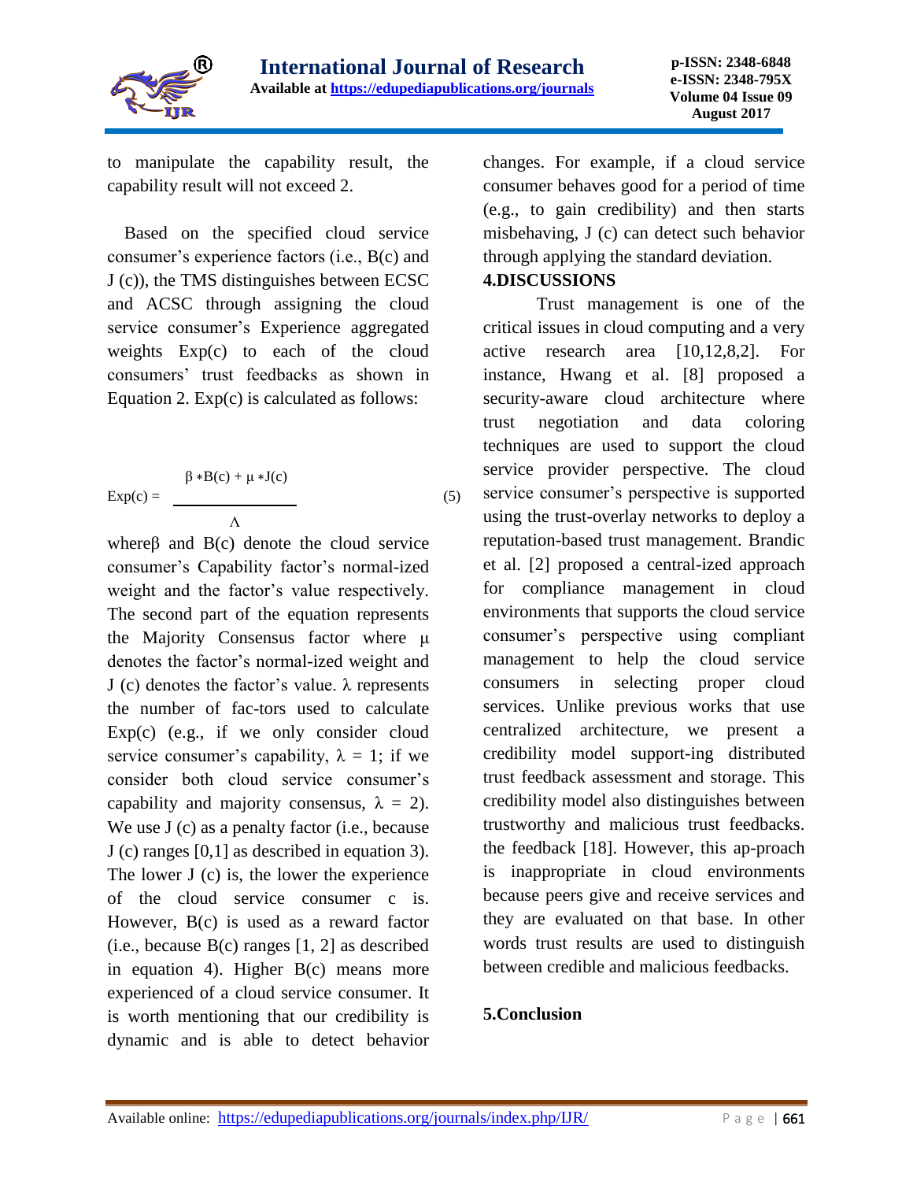to manipulate the capability result, the capability result will not exceed 2.

Based on the specified cloud service consumer's experience factors (i.e., B(c) and J (c)), the TMS distinguishes between ECSC and ACSC through assigning the cloud service consumer's Experience aggregated weights Exp(c) to each of the cloud consumers' trust feedbacks as shown in Equation 2. Exp(c) is calculated as follows:

$$\mathrm{Exp}(c) = \frac{\beta * B(c) + \mu * J(c)}{\Lambda} \quad (5)$$

whereβ and B(c) denote the cloud service consumer's Capability factor's normal-ized weight and the factor's value respectively. The second part of the equation represents the Majority Consensus factor where $\mu$ denotes the factor's normal-ized weight and J (c) denotes the factor's value. $\lambda$ represents the number of fac-tors used to calculate Exp(c) (e.g., if we only consider cloud service consumer's capability, $\lambda = 1$; if we consider both cloud service consumer's capability and majority consensus, $\lambda = 2$). We use J (c) as a penalty factor (i.e., because J (c) ranges [0,1] as described in equation 3). The lower J (c) is, the lower the experience of the cloud service consumer c is. However, B(c) is used as a reward factor (i.e., because B(c) ranges [1, 2] as described in equation 4). Higher B(c) means more experienced of a cloud service consumer. It is worth mentioning that our credibility is dynamic and is able to detect behavior changes. For example, if a cloud service consumer behaves good for a period of time (e.g., to gain credibility) and then starts misbehaving, J (c) can detect such behavior through applying the standard deviation.

## 4.DISCUSSIONS

Trust management is one of the critical issues in cloud computing and a very active research area [10,12,8,2]. For instance, Hwang et al. [8] proposed a security-aware cloud architecture where trust negotiation and data coloring techniques are used to support the cloud service provider perspective. The cloud service consumer's perspective is supported using the trust-overlay networks to deploy a reputation-based trust management. Brandic et al. [2] proposed a central-ized approach for compliance management in cloud environments that supports the cloud service consumer's perspective using compliant management to help the cloud service consumers in selecting proper cloud services. Unlike previous works that use centralized architecture, we present a credibility model support-ing distributed trust feedback assessment and storage. This credibility model also distinguishes between trustworthy and malicious trust feedbacks. the feedback [18]. However, this ap-proach is inappropriate in cloud environments because peers give and receive services and they are evaluated on that base. In other words trust results are used to distinguish between credible and malicious feedbacks.

## 5.Conclusion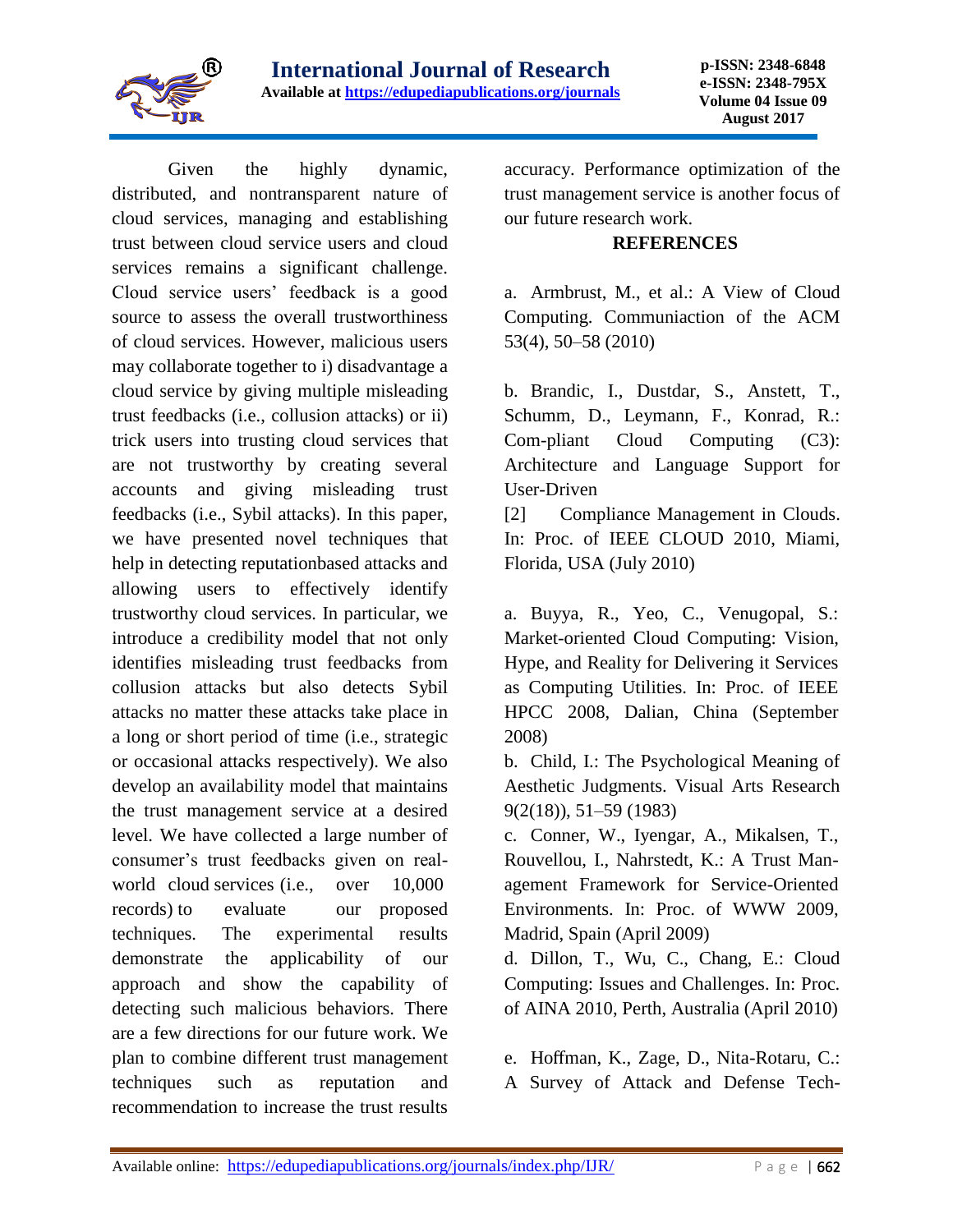Given the highly dynamic, distributed, and nontransparent nature of cloud services, managing and establishing trust between cloud service users and cloud services remains a significant challenge. Cloud service users' feedback is a good source to assess the overall trustworthiness of cloud services. However, malicious users may collaborate together to i) disadvantage a cloud service by giving multiple misleading trust feedbacks (i.e., collusion attacks) or ii) trick users into trusting cloud services that are not trustworthy by creating several accounts and giving misleading trust feedbacks (i.e., Sybil attacks). In this paper, we have presented novel techniques that help in detecting reputationbased attacks and allowing users to effectively identify trustworthy cloud services. In particular, we introduce a credibility model that not only identifies misleading trust feedbacks from collusion attacks but also detects Sybil attacks no matter these attacks take place in a long or short period of time (i.e., strategic or occasional attacks respectively). We also develop an availability model that maintains the trust management service at a desired level. We have collected a large number of consumer's trust feedbacks given on real-world cloud services (i.e., over 10,000 records) to evaluate our proposed techniques. The experimental results demonstrate the applicability of our approach and show the capability of detecting such malicious behaviors. There are a few directions for our future work. We plan to combine different trust management techniques such as reputation and recommendation to increase the trust results accuracy. Performance optimization of the trust management service is another focus of our future research work.

## REFERENCES

a. Armbrust, M., et al.: A View of Cloud Computing. Communiaction of the ACM 53(4), 50–58 (2010)

b. Brandic, I., Dustdar, S., Anstett, T., Schumm, D., Leymann, F., Konrad, R.: Com-pliant Cloud Computing (C3): Architecture and Language Support for User-Driven

[2] Compliance Management in Clouds. In: Proc. of IEEE CLOUD 2010, Miami, Florida, USA (July 2010)

a. Buyya, R., Yeo, C., Venugopal, S.: Market-oriented Cloud Computing: Vision, Hype, and Reality for Delivering it Services as Computing Utilities. In: Proc. of IEEE HPCC 2008, Dalian, China (September 2008)

b. Child, I.: The Psychological Meaning of Aesthetic Judgments. Visual Arts Research 9(2(18)), 51–59 (1983)

c. Conner, W., Iyengar, A., Mikalsen, T., Rouvellou, I., Nahrstedt, K.: A Trust Man-agement Framework for Service-Oriented Environments. In: Proc. of WWW 2009, Madrid, Spain (April 2009)

d. Dillon, T., Wu, C., Chang, E.: Cloud Computing: Issues and Challenges. In: Proc. of AINA 2010, Perth, Australia (April 2010)

e. Hoffman, K., Zage, D., Nita-Rotaru, C.: A Survey of Attack and Defense Tech-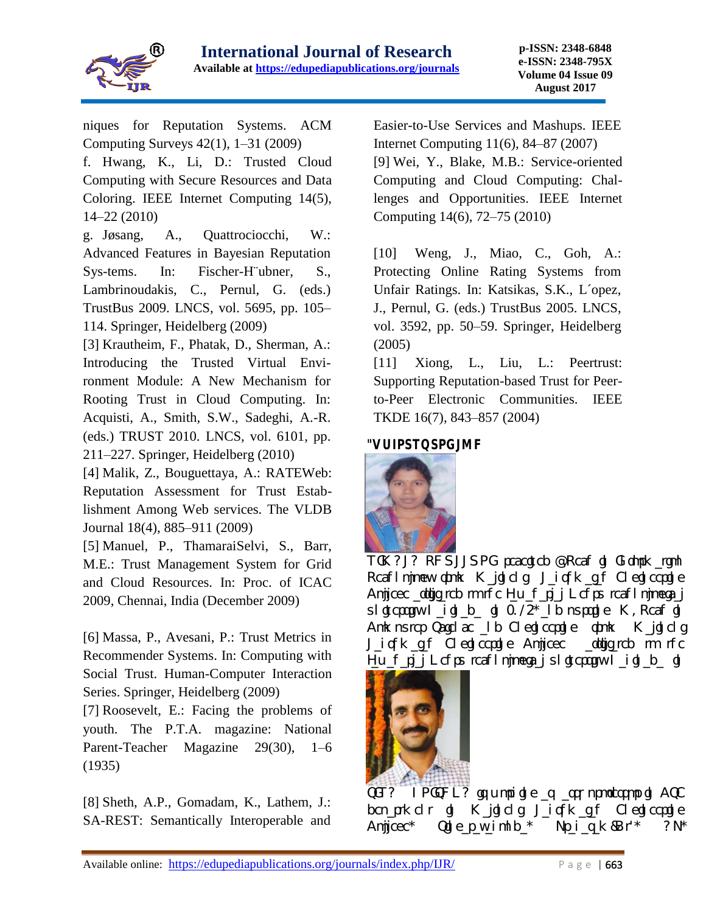niques for Reputation Systems. ACM Computing Surveys 42(1), 1–31 (2009)

f. Hwang, K., Li, D.: Trusted Cloud Computing with Secure Resources and Data Coloring. IEEE Internet Computing 14(5), 14–22 (2010)

g. Jøsang, A., Quattrociocchi, W.: Advanced Features in Bayesian Reputation Sys-tems. In: Fischer-H¨ubner, S., Lambrinoudakis, C., Pernul, G. (eds.) TrustBus 2009. LNCS, vol. 5695, pp. 105–114. Springer, Heidelberg (2009)

[3] Krautheim, F., Phatak, D., Sherman, A.: Introducing the Trusted Virtual Envi-ronment Module: A New Mechanism for Rooting Trust in Cloud Computing. In: Acquisti, A., Smith, S.W., Sadeghi, A.-R. (eds.) TRUST 2010. LNCS, vol. 6101, pp. 211–227. Springer, Heidelberg (2010)

[4] Malik, Z., Bouguettaya, A.: RATEWeb: Reputation Assessment for Trust Estab-lishment Among Web services. The VLDB Journal 18(4), 885–911 (2009)

[5] Manuel, P., ThamaraiSelvi, S., Barr, M.E.: Trust Management System for Grid and Cloud Resources. In: Proc. of ICAC 2009, Chennai, India (December 2009)

[6] Massa, P., Avesani, P.: Trust Metrics in Recommender Systems. In: Computing with Social Trust. Human-Computer Interaction Series. Springer, Heidelberg (2009)

[7] Roosevelt, E.: Facing the problems of youth. The P.T.A. magazine: National Parent-Teacher Magazine 29(30), 1–6 (1935)

[8] Sheth, A.P., Gomadam, K., Lathem, J.: SA-REST: Semantically Interoperable and Easier-to-Use Services and Mashups. IEEE Internet Computing 11(6), 84–87 (2007)

[9] Wei, Y., Blake, M.B.: Service-oriented Computing and Cloud Computing: Chal-lenges and Opportunities. IEEE Internet Computing 14(6), 72–75 (2010)

[10] Weng, J., Miao, C., Goh, A.: Protecting Online Rating Systems from Unfair Ratings. In: Katsikas, S.K., L´opez, J., Pernul, G. (eds.) TrustBus 2005. LNCS, vol. 3592, pp. 50–59. Springer, Heidelberg (2005)

[11] Xiong, L., Liu, L.: Peertrust: Supporting Reputation-based Trust for Peer-to-Peer Electronic Communities. IEEE TKDE 16(7), 843–857 (2004)

## "VUIPSTQSPGJMF

TGK? J? RFSJJSPG pcacgtcb @Rcaf gl Gdmpk_rgml Rcafl njmew dmk K_jgclg J_iqfk_gf Clegccpgle Amjjcec _dodg rcb rm rfc H_u_f_pj_j Lcfps rcafl njmeg_j slgtcpqgwl _igl_b_ gl 0./2* _lb nspqdle K, Rcaf gl Amk nsrcp Qaqd ac _lb Clegccpgle dpmk K_jgclg J_iqfk_gf Clegccpgle Amjjcec _dodg_rcb rm rfc H_u_f_pj_j Lcfps rcafl njmeg_j slgtcpqgwl _igl_b_ gl

QGT? I PGQFL? gqum pigle _q _qqr npmdcqqmp gl AQC bcn_prk cl r gl K_jgclg J_iqfk_gf Clegccpgle Amjjcec* Qgle_p_w_imlb_* Np_i_q_k &Br'* ?N*